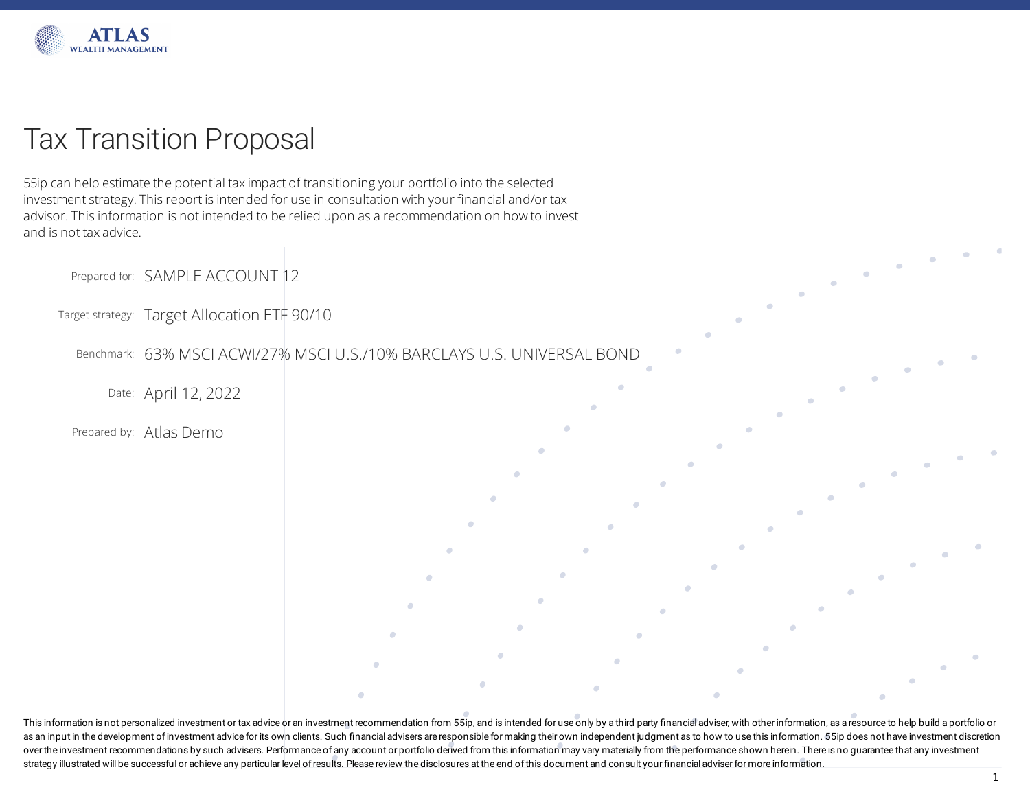ATLAS WEALTH MANAGEMENT

# Tax Transition Proposal

55ip can help estimate the potential tax impact of transitioning your portfolio into the selected investment strategy. This report is intended for use in consultation with your financial and/or tax advisor. This information is not intended to be relied upon as a recommendation on how to invest and is not tax advice.

Prepared for: SAMPLE ACCOUNT 12

Target strategy: Target Allocation ETF 90/10

Benchmark: 63% MSCI ACWI/27% MSCI U.S./10% BARCLAYS U.S. UNIVERSAL BOND

Date: April 12, 2022

Prepared by: Atlas Demo

This information is not personalized investment or tax advice or an investment recommendation from 55ip, and is intended for use only by a third party financial adviser, with other information, as a resource to help build a portfolio or as an input in the development of investment advice for its own clients. Such financial advisers are responsible for making their own independent judgment as to how to use this information. 55ip does not have investment discretion over the investment recommendations by such advisers. Performance of any account or portfolio derived from this information may vary materially from the performance shown herein. There is no guarantee that any investment strategy illustrated will be successful or achieve any particular level of results. Please review the disclosures at the end of this document and consult your financial adviser for more information.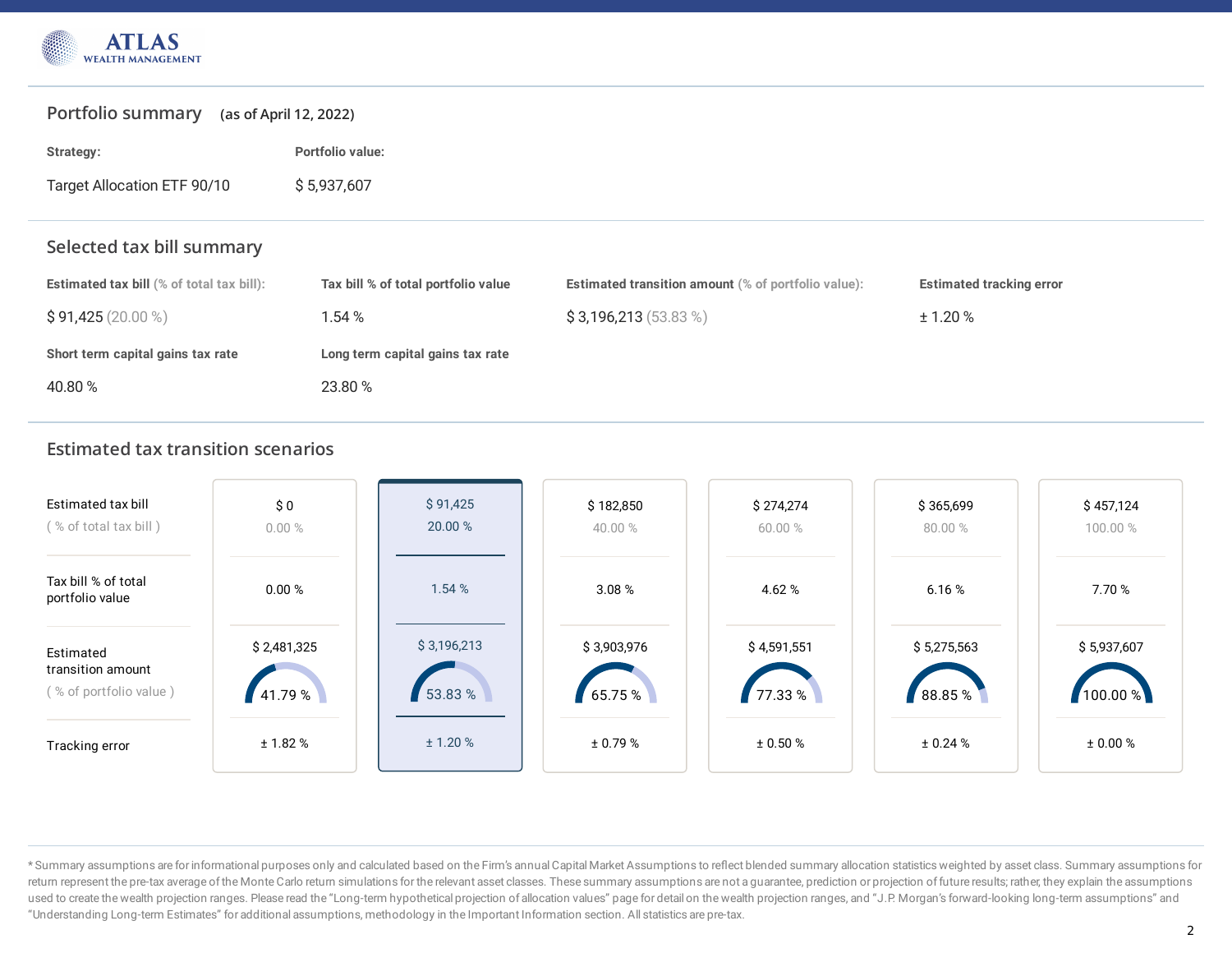ATLAS WEALTH MANAGEMENT

## Portfolio summary (as of April 12, 2022)

**Strategy:**

Target Allocation ETF 90/10

**Portfolio value:**

$ 5,937,607

## Selected tax bill summary

**Estimated tax bill** (% of total tax bill):

$ 91,425 (20.00 %)

**Tax bill % of total portfolio value**

1.54 %

**Estimated transition amount** (% of portfolio value):

$ 3,196,213 (53.83 %)

**Estimated tracking error**

± 1.20 %

**Short term capital gains tax rate**

40.80 %

**Long term capital gains tax rate**

23.80 %

## Estimated tax transition scenarios

| | | **Selected** | | | | |
|---|---|---|---|---|---|---|
| Estimated tax bill ( % of total tax bill ) | $ 0<br>0.00 % | $ 91,425<br>20.00 % | $ 182,850<br>40.00 % | $ 274,274<br>60.00 % | $ 365,699<br>80.00 % | $ 457,124<br>100.00 % |
| Tax bill % of total portfolio value | 0.00 % | 1.54 % | 3.08 % | 4.62 % | 6.16 % | 7.70 % |
| Estimated transition amount ( % of portfolio value ) | $ 2,481,325<br>41.79 % | $ 3,196,213<br>53.83 % | $ 3,903,976<br>65.75 % | $ 4,591,551<br>77.33 % | $ 5,275,563<br>88.85 % | $ 5,937,607<br>100.00 % |
| Tracking error | ± 1.82 % | ± 1.20 % | ± 0.79 % | ± 0.50 % | ± 0.24 % | ± 0.00 % |

*Summary assumptions are for informational purposes only and calculated based on the Firm's annual Capital Market Assumptions to reflect blended summary allocation statistics weighted by asset class. Summary assumptions for return represent the pre-tax average of the Monte Carlo return simulations for the relevant asset classes. These summary assumptions are not a guarantee, prediction or projection of future results; rather, they explain the assumptions used to create the wealth projection ranges. Please read the "Long-term hypothetical projection of allocation values" page for detail on the wealth projection ranges, and "J.P. Morgan's forward-looking long-term assumptions" and "Understanding Long-term Estimates" for additional assumptions, methodology in the Important Information section. All statistics are pre-tax.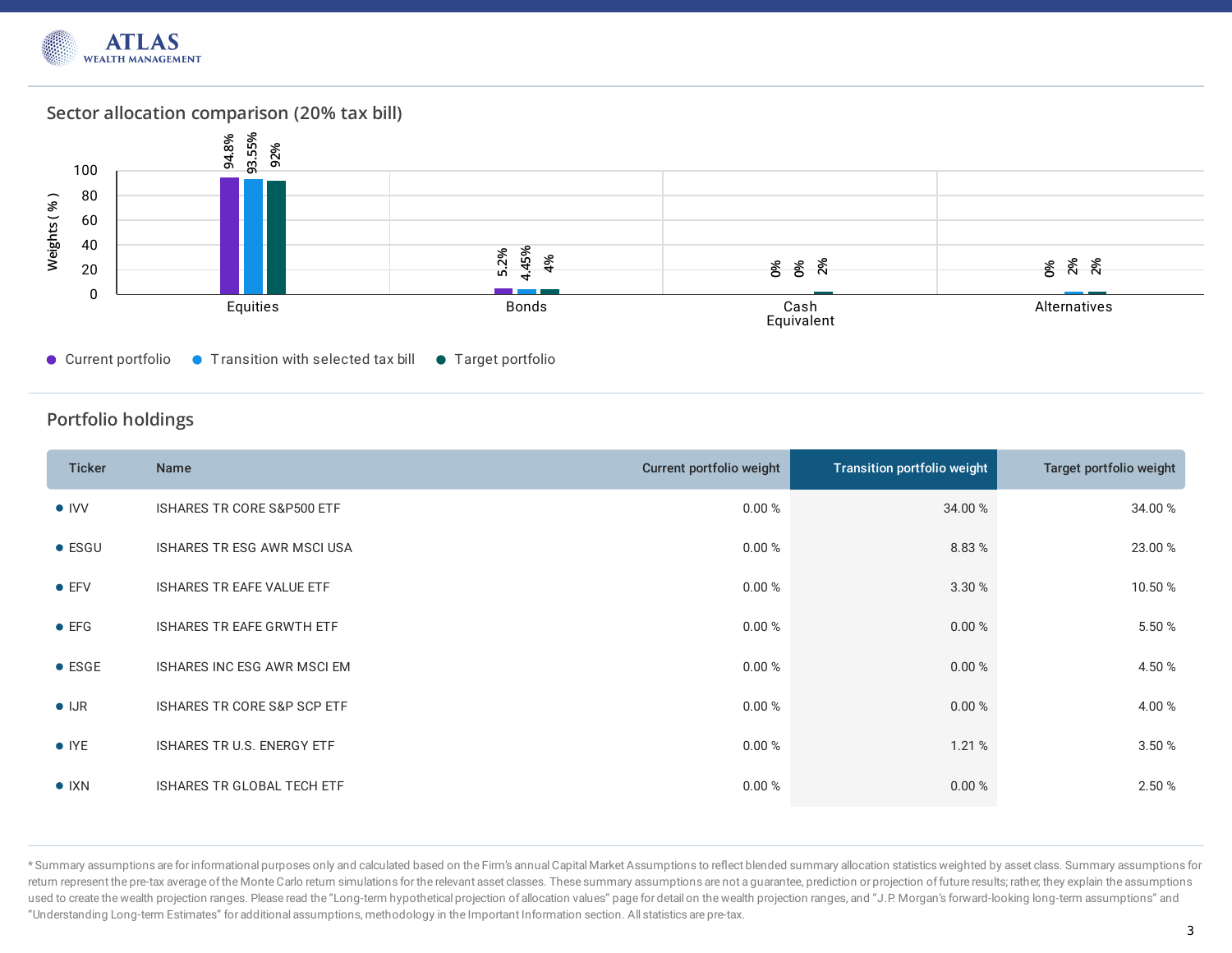## Sector allocation comparison (20% tax bill)

Weights ( % )

100
80
60
40
20
0

Equities: 94.8% 93.55% 92%

Bonds: 5.2% 4.45% 4%

Cash Equivalent: 0% 0% 2%

Alternatives: 0% 2% 2%

● Current portfolio ● Transition with selected tax bill ● Target portfolio

## Portfolio holdings

| Ticker | Name | Current portfolio weight | Transition portfolio weight | Target portfolio weight |
|---|---|---|---|---|
| ● IVV | ISHARES TR CORE S&P500 ETF | 0.00 % | 34.00 % | 34.00 % |
| ● ESGU | ISHARES TR ESG AWR MSCI USA | 0.00 % | 8.83 % | 23.00 % |
| ● EFV | ISHARES TR EAFE VALUE ETF | 0.00 % | 3.30 % | 10.50 % |
| ● EFG | ISHARES TR EAFE GRWTH ETF | 0.00 % | 0.00 % | 5.50 % |
| ● ESGE | ISHARES INC ESG AWR MSCI EM | 0.00 % | 0.00 % | 4.50 % |
| ● IJR | ISHARES TR CORE S&P SCP ETF | 0.00 % | 0.00 % | 4.00 % |
| ● IYE | ISHARES TR U.S. ENERGY ETF | 0.00 % | 1.21 % | 3.50 % |
| ● IXN | ISHARES TR GLOBAL TECH ETF | 0.00 % | 0.00 % | 2.50 % |

*Summary assumptions are for informational purposes only and calculated based on the Firm's annual Capital Market Assumptions to reflect blended summary allocation statistics weighted by asset class. Summary assumptions for return represent the pre-tax average of the Monte Carlo return simulations for the relevant asset classes. These summary assumptions are not a guarantee, prediction or projection of future results; rather, they explain the assumptions used to create the wealth projection ranges. Please read the "Long-term hypothetical projection of allocation values" page for detail on the wealth projection ranges, and "J.P. Morgan's forward-looking long-term assumptions" and "Understanding Long-term Estimates" for additional assumptions, methodology in the Important Information section. All statistics are pre-tax.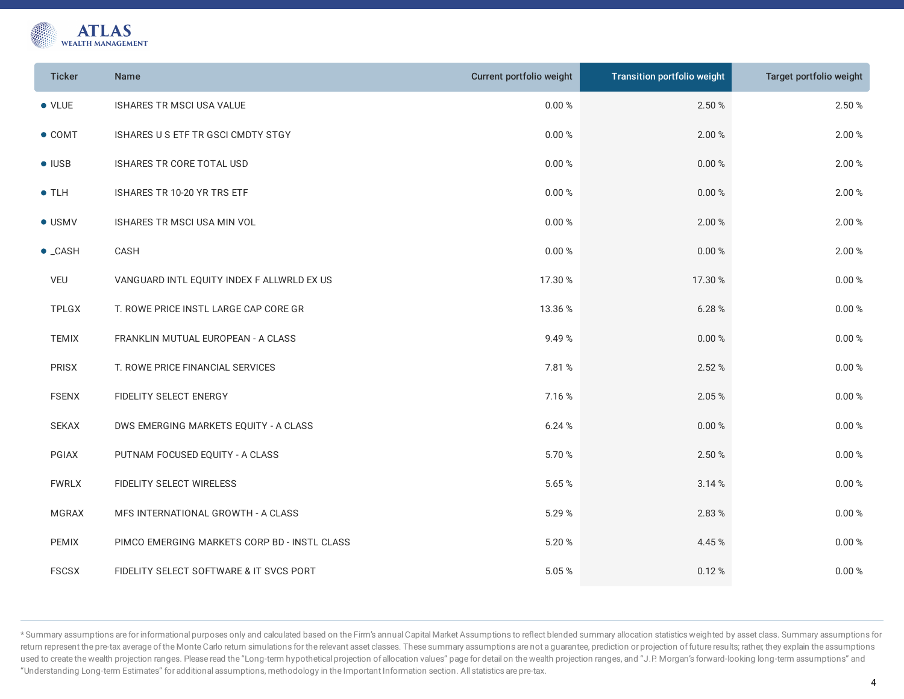ATLAS
WEALTH MANAGEMENT

| Ticker | Name | Current portfolio weight | Transition portfolio weight | Target portfolio weight |
|---|---|---|---|---|
| VLUE | ISHARES TR MSCI USA VALUE | 0.00 % | 2.50 % | 2.50 % |
| COMT | ISHARES U S ETF TR GSCI CMDTY STGY | 0.00 % | 2.00 % | 2.00 % |
| IUSB | ISHARES TR CORE TOTAL USD | 0.00 % | 0.00 % | 2.00 % |
| TLH | ISHARES TR 10-20 YR TRS ETF | 0.00 % | 0.00 % | 2.00 % |
| USMV | ISHARES TR MSCI USA MIN VOL | 0.00 % | 2.00 % | 2.00 % |
| _CASH | CASH | 0.00 % | 0.00 % | 2.00 % |
| VEU | VANGUARD INTL EQUITY INDEX F ALLWRLD EX US | 17.30 % | 17.30 % | 0.00 % |
| TPLGX | T. ROWE PRICE INSTL LARGE CAP CORE GR | 13.36 % | 6.28 % | 0.00 % |
| TEMIX | FRANKLIN MUTUAL EUROPEAN - A CLASS | 9.49 % | 0.00 % | 0.00 % |
| PRISX | T. ROWE PRICE FINANCIAL SERVICES | 7.81 % | 2.52 % | 0.00 % |
| FSENX | FIDELITY SELECT ENERGY | 7.16 % | 2.05 % | 0.00 % |
| SEKAX | DWS EMERGING MARKETS EQUITY - A CLASS | 6.24 % | 0.00 % | 0.00 % |
| PGIAX | PUTNAM FOCUSED EQUITY - A CLASS | 5.70 % | 2.50 % | 0.00 % |
| FWRLX | FIDELITY SELECT WIRELESS | 5.65 % | 3.14 % | 0.00 % |
| MGRAX | MFS INTERNATIONAL GROWTH - A CLASS | 5.29 % | 2.83 % | 0.00 % |
| PEMIX | PIMCO EMERGING MARKETS CORP BD - INSTL CLASS | 5.20 % | 4.45 % | 0.00 % |
| FSCSX | FIDELITY SELECT SOFTWARE & IT SVCS PORT | 5.05 % | 0.12 % | 0.00 % |

* Summary assumptions are for informational purposes only and calculated based on the Firm's annual Capital Market Assumptions to reflect blended summary allocation statistics weighted by asset class. Summary assumptions for return represent the pre-tax average of the Monte Carlo return simulations for the relevant asset classes. These summary assumptions are not a guarantee, prediction or projection of future results; rather, they explain the assumptions used to create the wealth projection ranges. Please read the "Long-term hypothetical projection of allocation values" page for detail on the wealth projection ranges, and "J.P. Morgan's forward-looking long-term assumptions" and "Understanding Long-term Estimates" for additional assumptions, methodology in the Important Information section. All statistics are pre-tax.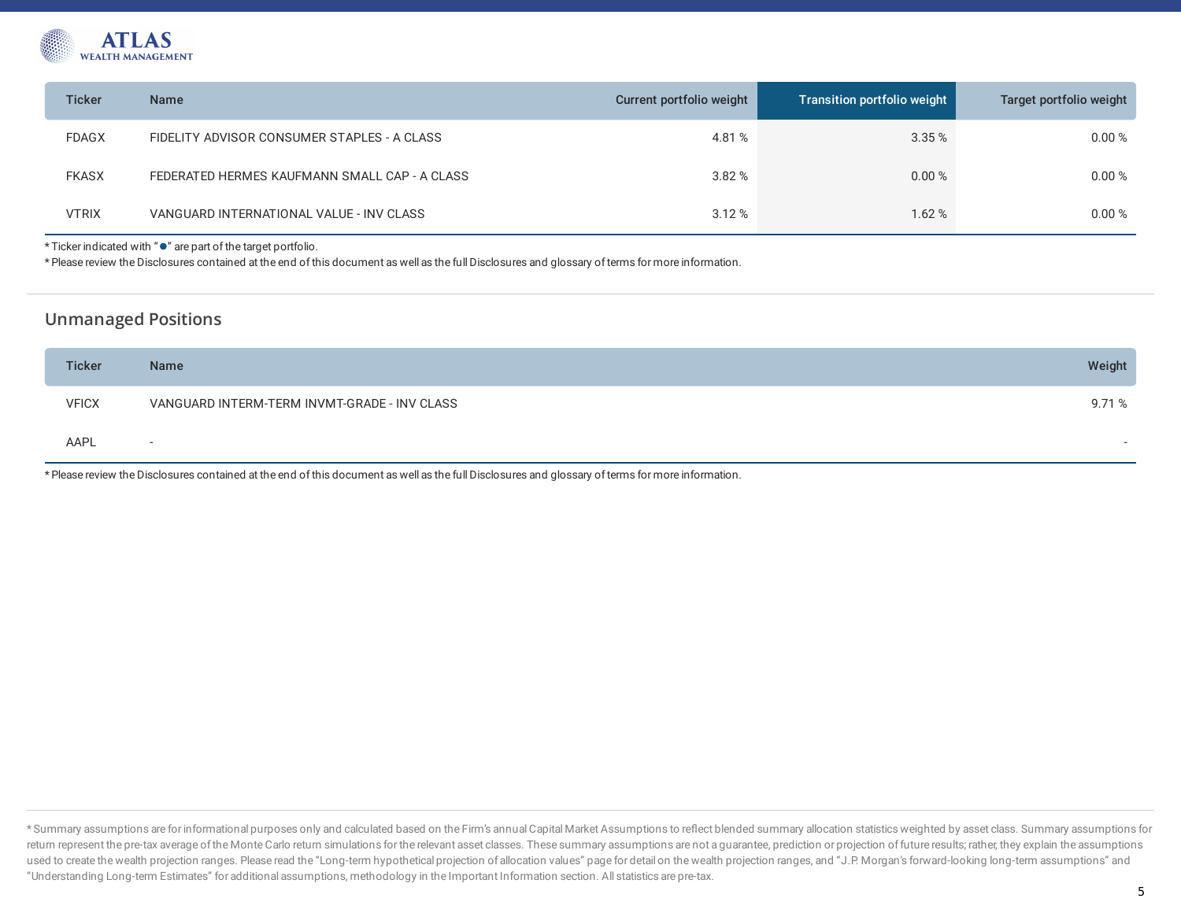| Ticker | Name | Current portfolio weight | Transition portfolio weight | Target portfolio weight |
|---|---|---|---|---|
| FDAGX | FIDELITY ADVISOR CONSUMER STAPLES - A CLASS | 4.81 % | 3.35 % | 0.00 % |
| FKASX | FEDERATED HERMES KAUFMANN SMALL CAP - A CLASS | 3.82 % | 0.00 % | 0.00 % |
| VTRIX | VANGUARD INTERNATIONAL VALUE - INV CLASS | 3.12 % | 1.62 % | 0.00 % |

* Ticker indicated with "●" are part of the target portfolio.
* Please review the Disclosures contained at the end of this document as well as the full Disclosures and glossary of terms for more information.

## Unmanaged Positions

| Ticker | Name | Weight |
|---|---|---|
| VFICX | VANGUARD INTERM-TERM INVMT-GRADE - INV CLASS | 9.71 % |
| AAPL | - | - |

* Please review the Disclosures contained at the end of this document as well as the full Disclosures and glossary of terms for more information.

* Summary assumptions are for informational purposes only and calculated based on the Firm's annual Capital Market Assumptions to reflect blended summary allocation statistics weighted by asset class. Summary assumptions for return represent the pre-tax average of the Monte Carlo return simulations for the relevant asset classes. These summary assumptions are not a guarantee, prediction or projection of future results; rather, they explain the assumptions used to create the wealth projection ranges. Please read the "Long-term hypothetical projection of allocation values" page for detail on the wealth projection ranges, and "J.P. Morgan's forward-looking long-term assumptions" and "Understanding Long-term Estimates" for additional assumptions, methodology in the Important Information section. All statistics are pre-tax.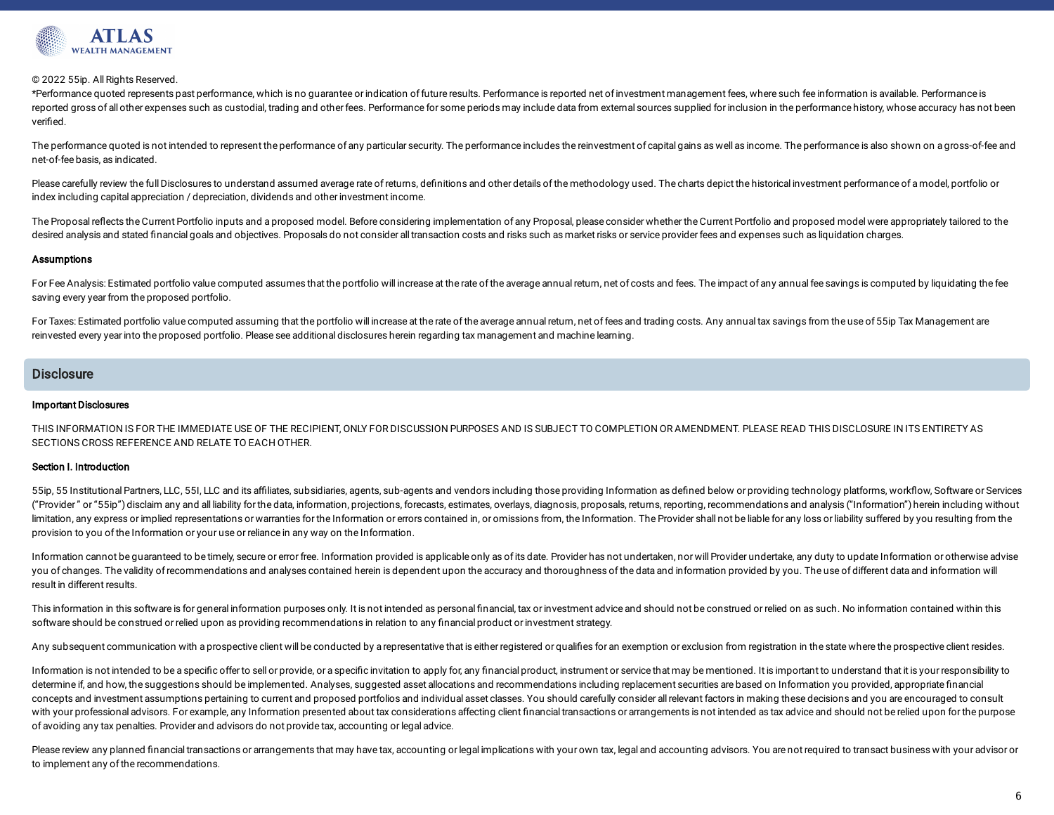© 2022 55ip. All Rights Reserved.

*Performance quoted represents past performance, which is no guarantee or indication of future results. Performance is reported net of investment management fees, where such fee information is available. Performance is reported gross of all other expenses such as custodial, trading and other fees. Performance for some periods may include data from external sources supplied for inclusion in the performance history, whose accuracy has not been verified.

The performance quoted is not intended to represent the performance of any particular security. The performance includes the reinvestment of capital gains as well as income. The performance is also shown on a gross-of-fee and net-of-fee basis, as indicated.

Please carefully review the full Disclosures to understand assumed average rate of returns, definitions and other details of the methodology used. The charts depict the historical investment performance of a model, portfolio or index including capital appreciation / depreciation, dividends and other investment income.

The Proposal reflects the Current Portfolio inputs and a proposed model. Before considering implementation of any Proposal, please consider whether the Current Portfolio and proposed model were appropriately tailored to the desired analysis and stated financial goals and objectives. Proposals do not consider all transaction costs and risks such as market risks or service provider fees and expenses such as liquidation charges.

**Assumptions**

For Fee Analysis: Estimated portfolio value computed assumes that the portfolio will increase at the rate of the average annual return, net of costs and fees. The impact of any annual fee savings is computed by liquidating the fee saving every year from the proposed portfolio.

For Taxes: Estimated portfolio value computed assuming that the portfolio will increase at the rate of the average annual return, net of fees and trading costs. Any annual tax savings from the use of 55ip Tax Management are reinvested every year into the proposed portfolio. Please see additional disclosures herein regarding tax management and machine learning.

## Disclosure

**Important Disclosures**

THIS INFORMATION IS FOR THE IMMEDIATE USE OF THE RECIPIENT, ONLY FOR DISCUSSION PURPOSES AND IS SUBJECT TO COMPLETION OR AMENDMENT. PLEASE READ THIS DISCLOSURE IN ITS ENTIRETY AS SECTIONS CROSS REFERENCE AND RELATE TO EACH OTHER.

**Section I. Introduction**

55ip, 55 Institutional Partners, LLC, 55I, LLC and its affiliates, subsidiaries, agents, sub-agents and vendors including those providing Information as defined below or providing technology platforms, workflow, Software or Services ("Provider" or "55ip") disclaim any and all liability for the data, information, projections, forecasts, estimates, overlays, diagnosis, proposals, returns, reporting, recommendations and analysis ("Information") herein including without limitation, any express or implied representations or warranties for the Information or errors contained in, or omissions from, the Information. The Provider shall not be liable for any loss or liability suffered by you resulting from the provision to you of the Information or your use or reliance in any way on the Information.

Information cannot be guaranteed to be timely, secure or error free. Information provided is applicable only as of its date. Provider has not undertaken, nor will Provider undertake, any duty to update Information or otherwise advise you of changes. The validity of recommendations and analyses contained herein is dependent upon the accuracy and thoroughness of the data and information provided by you. The use of different data and information will result in different results.

This information in this software is for general information purposes only. It is not intended as personal financial, tax or investment advice and should not be construed or relied on as such. No information contained within this software should be construed or relied upon as providing recommendations in relation to any financial product or investment strategy.

Any subsequent communication with a prospective client will be conducted by a representative that is either registered or qualifies for an exemption or exclusion from registration in the state where the prospective client resides.

Information is not intended to be a specific offer to sell or provide, or a specific invitation to apply for, any financial product, instrument or service that may be mentioned. It is important to understand that it is your responsibility to determine if, and how, the suggestions should be implemented. Analyses, suggested asset allocations and recommendations including replacement securities are based on Information you provided, appropriate financial concepts and investment assumptions pertaining to current and proposed portfolios and individual asset classes. You should carefully consider all relevant factors in making these decisions and you are encouraged to consult with your professional advisors. For example, any Information presented about tax considerations affecting client financial transactions or arrangements is not intended as tax advice and should not be relied upon for the purpose of avoiding any tax penalties. Provider and advisors do not provide tax, accounting or legal advice.

Please review any planned financial transactions or arrangements that may have tax, accounting or legal implications with your own tax, legal and accounting advisors. You are not required to transact business with your advisor or to implement any of the recommendations.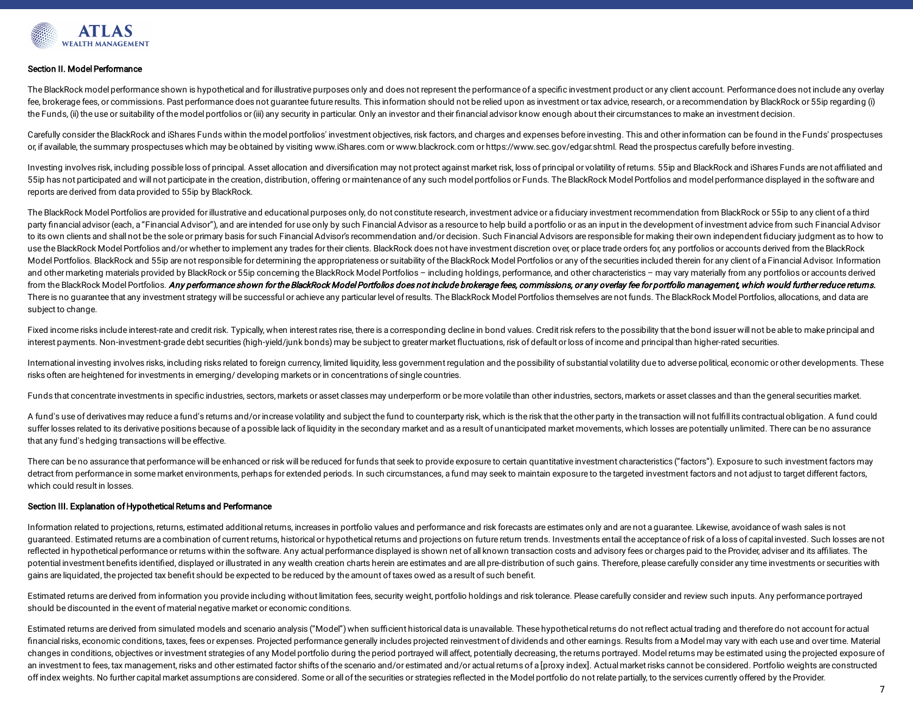## Section II. Model Performance

The BlackRock model performance shown is hypothetical and for illustrative purposes only and does not represent the performance of a specific investment product or any client account. Performance does not include any overlay fee, brokerage fees, or commissions. Past performance does not guarantee future results. This information should not be relied upon as investment or tax advice, research, or a recommendation by BlackRock or 55ip regarding (i) the Funds, (ii) the use or suitability of the model portfolios or (iii) any security in particular. Only an investor and their financial advisor know enough about their circumstances to make an investment decision.

Carefully consider the BlackRock and iShares Funds within the model portfolios' investment objectives, risk factors, and charges and expenses before investing. This and other information can be found in the Funds' prospectuses or, if available, the summary prospectuses which may be obtained by visiting www.iShares.com or www.blackrock.com or https://www.sec.gov/edgar.shtml. Read the prospectus carefully before investing.

Investing involves risk, including possible loss of principal. Asset allocation and diversification may not protect against market risk, loss of principal or volatility of returns. 55ip and BlackRock and iShares Funds are not affiliated and 55ip has not participated and will not participate in the creation, distribution, offering or maintenance of any such model portfolios or Funds. The BlackRock Model Portfolios and model performance displayed in the software and reports are derived from data provided to 55ip by BlackRock.

The BlackRock Model Portfolios are provided for illustrative and educational purposes only, do not constitute research, investment advice or a fiduciary investment recommendation from BlackRock or 55ip to any client of a third party financial advisor (each, a "Financial Advisor"), and are intended for use only by such Financial Advisor as a resource to help build a portfolio or as an input in the development of investment advice from such Financial Advisor to its own clients and shall not be the sole or primary basis for such Financial Advisor's recommendation and/or decision. Such Financial Advisors are responsible for making their own independent fiduciary judgment as to how to use the BlackRock Model Portfolios and/or whether to implement any trades for their clients. BlackRock does not have investment discretion over, or place trade orders for, any portfolios or accounts derived from the BlackRock Model Portfolios. BlackRock and 55ip are not responsible for determining the appropriateness or suitability of the BlackRock Model Portfolios or any of the securities included therein for any client of a Financial Advisor. Information and other marketing materials provided by BlackRock or 55ip concerning the BlackRock Model Portfolios – including holdings, performance, and other characteristics – may vary materially from any portfolios or accounts derived from the BlackRock Model Portfolios. ***Any performance shown for the BlackRock Model Portfolios does not include brokerage fees, commissions, or any overlay fee for portfolio management, which would further reduce returns.*** There is no guarantee that any investment strategy will be successful or achieve any particular level of results. The BlackRock Model Portfolios themselves are not funds. The BlackRock Model Portfolios, allocations, and data are subject to change.

Fixed income risks include interest-rate and credit risk. Typically, when interest rates rise, there is a corresponding decline in bond values. Credit risk refers to the possibility that the bond issuer will not be able to make principal and interest payments. Non-investment-grade debt securities (high-yield/junk bonds) may be subject to greater market fluctuations, risk of default or loss of income and principal than higher-rated securities.

International investing involves risks, including risks related to foreign currency, limited liquidity, less government regulation and the possibility of substantial volatility due to adverse political, economic or other developments. These risks often are heightened for investments in emerging/ developing markets or in concentrations of single countries.

Funds that concentrate investments in specific industries, sectors, markets or asset classes may underperform or be more volatile than other industries, sectors, markets or asset classes and than the general securities market.

A fund's use of derivatives may reduce a fund's returns and/or increase volatility and subject the fund to counterparty risk, which is the risk that the other party in the transaction will not fulfill its contractual obligation. A fund could suffer losses related to its derivative positions because of a possible lack of liquidity in the secondary market and as a result of unanticipated market movements, which losses are potentially unlimited. There can be no assurance that any fund's hedging transactions will be effective.

There can be no assurance that performance will be enhanced or risk will be reduced for funds that seek to provide exposure to certain quantitative investment characteristics ("factors"). Exposure to such investment factors may detract from performance in some market environments, perhaps for extended periods. In such circumstances, a fund may seek to maintain exposure to the targeted investment factors and not adjust to target different factors, which could result in losses.

## Section III. Explanation of Hypothetical Returns and Performance

Information related to projections, returns, estimated additional returns, increases in portfolio values and performance and risk forecasts are estimates only and are not a guarantee. Likewise, avoidance of wash sales is not guaranteed. Estimated returns are a combination of current returns, historical or hypothetical returns and projections on future return trends. Investments entail the acceptance of risk of a loss of capital invested. Such losses are not reflected in hypothetical performance or returns within the software. Any actual performance displayed is shown net of all known transaction costs and advisory fees or charges paid to the Provider, adviser and its affiliates. The potential investment benefits identified, displayed or illustrated in any wealth creation charts herein are estimates and are all pre-distribution of such gains. Therefore, please carefully consider any time investments or securities with gains are liquidated, the projected tax benefit should be expected to be reduced by the amount of taxes owed as a result of such benefit.

Estimated returns are derived from information you provide including without limitation fees, security weight, portfolio holdings and risk tolerance. Please carefully consider and review such inputs. Any performance portrayed should be discounted in the event of material negative market or economic conditions.

Estimated returns are derived from simulated models and scenario analysis ("Model") when sufficient historical data is unavailable. These hypothetical returns do not reflect actual trading and therefore do not account for actual financial risks, economic conditions, taxes, fees or expenses. Projected performance generally includes projected reinvestment of dividends and other earnings. Results from a Model may vary with each use and over time. Material changes in conditions, objectives or investment strategies of any Model portfolio during the period portrayed will affect, potentially decreasing, the returns portrayed. Model returns may be estimated using the projected exposure of an investment to fees, tax management, risks and other estimated factor shifts of the scenario and/or estimated and/or actual returns of a [proxy index]. Actual market risks cannot be considered. Portfolio weights are constructed off index weights. No further capital market assumptions are considered. Some or all of the securities or strategies reflected in the Model portfolio do not relate partially, to the services currently offered by the Provider.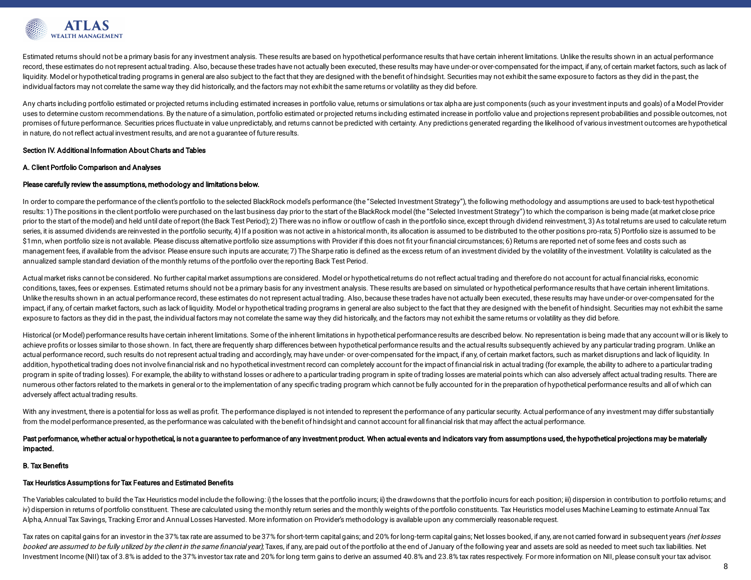Estimated returns should not be a primary basis for any investment analysis. These results are based on hypothetical performance results that have certain inherent limitations. Unlike the results shown in an actual performance record, these estimates do not represent actual trading. Also, because these trades have not actually been executed, these results may have under-or over-compensated for the impact, if any, of certain market factors, such as lack of liquidity. Model or hypothetical trading programs in general are also subject to the fact that they are designed with the benefit of hindsight. Securities may not exhibit the same exposure to factors as they did in the past, the individual factors may not correlate the same way they did historically, and the factors may not exhibit the same returns or volatility as they did before.

Any charts including portfolio estimated or projected returns including estimated increases in portfolio value, returns or simulations or tax alpha are just components (such as your investment inputs and goals) of a Model Provider uses to determine custom recommendations. By the nature of a simulation, portfolio estimated or projected returns including estimated increase in portfolio value and projections represent probabilities and possible outcomes, not promises of future performance. Securities prices fluctuate in value unpredictably, and returns cannot be predicted with certainty. Any predictions generated regarding the likelihood of various investment outcomes are hypothetical in nature, do not reflect actual investment results, and are not a guarantee of future results.

**Section IV. Additional Information About Charts and Tables**

**A. Client Portfolio Comparison and Analyses**

**Please carefully review the assumptions, methodology and limitations below.**

In order to compare the performance of the client's portfolio to the selected BlackRock model's performance (the "Selected Investment Strategy"), the following methodology and assumptions are used to back-test hypothetical results: 1) The positions in the client portfolio were purchased on the last business day prior to the start of the BlackRock model (the "Selected Investment Strategy") to which the comparison is being made (at market close price prior to the start of the model) and held until date of report (the Back Test Period); 2) There was no inflow or outflow of cash in the portfolio since, except through dividend reinvestment, 3) As total returns are used to calculate return series, it is assumed dividends are reinvested in the portfolio security, 4) If a position was not active in a historical month, its allocation is assumed to be distributed to the other positions pro-rata; 5) Portfolio size is assumed to be $1mn, when portfolio size is not available. Please discuss alternative portfolio size assumptions with Provider if this does not fit your financial circumstances; 6) Returns are reported net of some fees and costs such as management fees, if available from the advisor. Please ensure such inputs are accurate; 7) The Sharpe ratio is defined as the excess return of an investment divided by the volatility of the investment. Volatility is calculated as the annualized sample standard deviation of the monthly returns of the portfolio over the reporting Back Test Period.

Actual market risks cannot be considered. No further capital market assumptions are considered. Model or hypothetical returns do not reflect actual trading and therefore do not account for actual financial risks, economic conditions, taxes, fees or expenses. Estimated returns should not be a primary basis for any investment analysis. These results are based on simulated or hypothetical performance results that have certain inherent limitations. Unlike the results shown in an actual performance record, these estimates do not represent actual trading. Also, because these trades have not actually been executed, these results may have under-or over-compensated for the impact, if any, of certain market factors, such as lack of liquidity. Model or hypothetical trading programs in general are also subject to the fact that they are designed with the benefit of hindsight. Securities may not exhibit the same exposure to factors as they did in the past, the individual factors may not correlate the same way they did historically, and the factors may not exhibit the same returns or volatility as they did before.

Historical (or Model) performance results have certain inherent limitations. Some of the inherent limitations in hypothetical performance results are described below. No representation is being made that any account will or is likely to achieve profits or losses similar to those shown. In fact, there are frequently sharp differences between hypothetical performance results and the actual results subsequently achieved by any particular trading program. Unlike an actual performance record, such results do not represent actual trading and accordingly, may have under- or over-compensated for the impact, if any, of certain market factors, such as market disruptions and lack of liquidity. In addition, hypothetical trading does not involve financial risk and no hypothetical investment record can completely account for the impact of financial risk in actual trading (for example, the ability to adhere to a particular trading program in spite of trading losses). For example, the ability to withstand losses or adhere to a particular trading program in spite of trading losses are material points which can also adversely affect actual trading results. There are numerous other factors related to the markets in general or to the implementation of any specific trading program which cannot be fully accounted for in the preparation of hypothetical performance results and all of which can adversely affect actual trading results.

With any investment, there is a potential for loss as well as profit. The performance displayed is not intended to represent the performance of any particular security. Actual performance of any investment may differ substantially from the model performance presented, as the performance was calculated with the benefit of hindsight and cannot account for all financial risk that may affect the actual performance.

**Past performance, whether actual or hypothetical, is not a guarantee to performance of any investment product. When actual events and indicators vary from assumptions used, the hypothetical projections may be materially impacted.**

**B. Tax Benefits**

**Tax Heuristics Assumptions for Tax Features and Estimated Benefits**

The Variables calculated to build the Tax Heuristics model include the following: i) the losses that the portfolio incurs; ii) the drawdowns that the portfolio incurs for each position; iii) dispersion in contribution to portfolio returns; and iv) dispersion in returns of portfolio constituent. These are calculated using the monthly return series and the monthly weights of the portfolio constituents. Tax Heuristics model uses Machine Learning to estimate Annual Tax Alpha, Annual Tax Savings, Tracking Error and Annual Losses Harvested. More information on Provider's methodology is available upon any commercially reasonable request.

Tax rates on capital gains for an investor in the 37% tax rate are assumed to be 37% for short-term capital gains; and 20% for long-term capital gains; Net losses booked, if any, are not carried forward in subsequent years *(net losses booked are assumed to be fully utilized by the client in the same financial year)*; Taxes, if any, are paid out of the portfolio at the end of January of the following year and assets are sold as needed to meet such tax liabilities. Net Investment Income (NII) tax of 3.8% is added to the 37% investor tax rate and 20% for long term gains to derive an assumed 40.8% and 23.8% tax rates respectively. For more information on NII, please consult your tax advisor.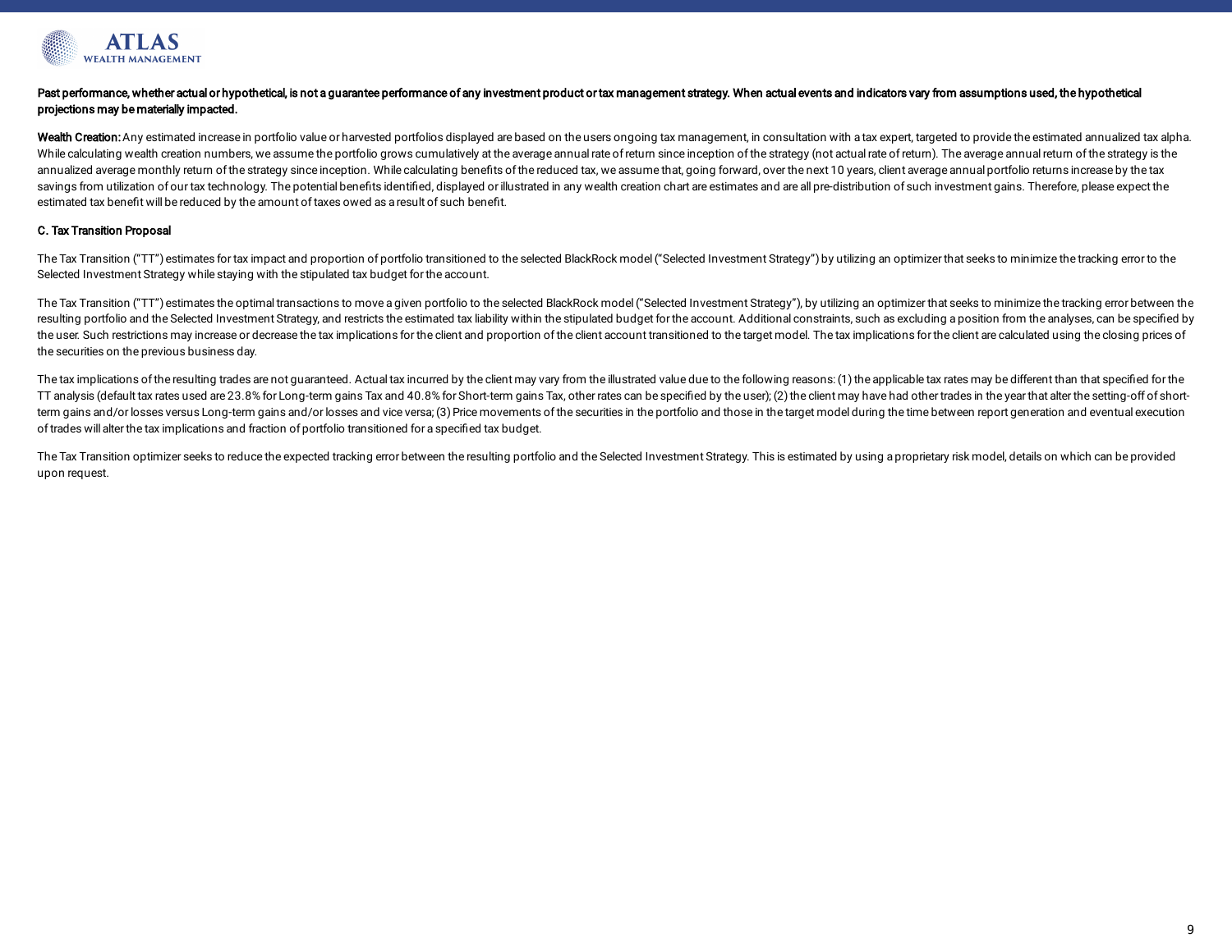**Past performance, whether actual or hypothetical, is not a guarantee performance of any investment product or tax management strategy. When actual events and indicators vary from assumptions used, the hypothetical projections may be materially impacted.**

**Wealth Creation:** Any estimated increase in portfolio value or harvested portfolios displayed are based on the users ongoing tax management, in consultation with a tax expert, targeted to provide the estimated annualized tax alpha. While calculating wealth creation numbers, we assume the portfolio grows cumulatively at the average annual rate of return since inception of the strategy (not actual rate of return). The average annual return of the strategy is the annualized average monthly return of the strategy since inception. While calculating benefits of the reduced tax, we assume that, going forward, over the next 10 years, client average annual portfolio returns increase by the tax savings from utilization of our tax technology. The potential benefits identified, displayed or illustrated in any wealth creation chart are estimates and are all pre-distribution of such investment gains. Therefore, please expect the estimated tax benefit will be reduced by the amount of taxes owed as a result of such benefit.

### C. Tax Transition Proposal

The Tax Transition ("TT") estimates for tax impact and proportion of portfolio transitioned to the selected BlackRock model ("Selected Investment Strategy") by utilizing an optimizer that seeks to minimize the tracking error to the Selected Investment Strategy while staying with the stipulated tax budget for the account.

The Tax Transition ("TT") estimates the optimal transactions to move a given portfolio to the selected BlackRock model ("Selected Investment Strategy"), by utilizing an optimizer that seeks to minimize the tracking error between the resulting portfolio and the Selected Investment Strategy, and restricts the estimated tax liability within the stipulated budget for the account. Additional constraints, such as excluding a position from the analyses, can be specified by the user. Such restrictions may increase or decrease the tax implications for the client and proportion of the client account transitioned to the target model. The tax implications for the client are calculated using the closing prices of the securities on the previous business day.

The tax implications of the resulting trades are not guaranteed. Actual tax incurred by the client may vary from the illustrated value due to the following reasons: (1) the applicable tax rates may be different than that specified for the TT analysis (default tax rates used are 23.8% for Long-term gains Tax and 40.8% for Short-term gains Tax, other rates can be specified by the user); (2) the client may have had other trades in the year that alter the setting-off of short-term gains and/or losses versus Long-term gains and/or losses and vice versa; (3) Price movements of the securities in the portfolio and those in the target model during the time between report generation and eventual execution of trades will alter the tax implications and fraction of portfolio transitioned for a specified tax budget.

The Tax Transition optimizer seeks to reduce the expected tracking error between the resulting portfolio and the Selected Investment Strategy. This is estimated by using a proprietary risk model, details on which can be provided upon request.